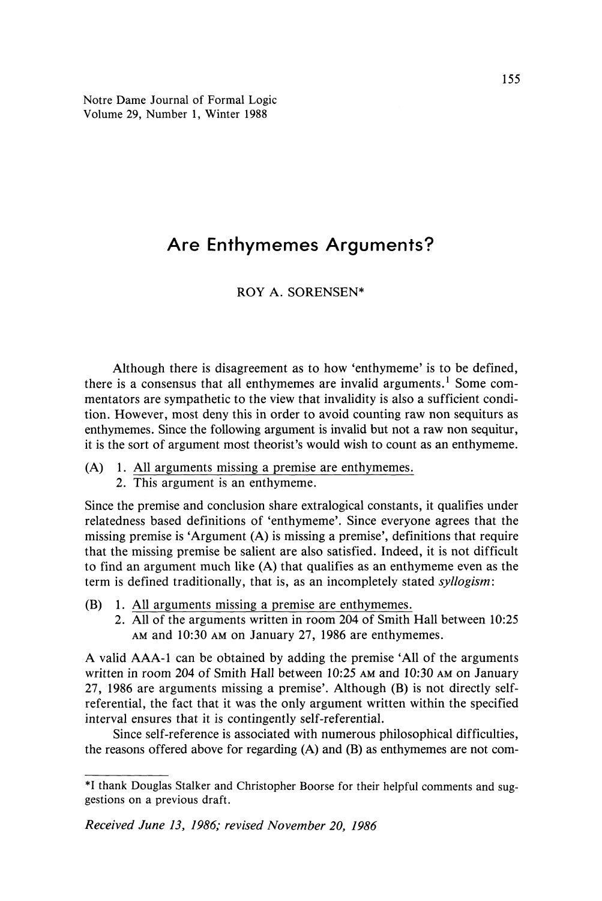Notre Dame Journal of Formal Logic
Volume 29, Number 1, Winter 1988

# Are Enthymemes Arguments?

ROY A. SORENSEN*

Although there is disagreement as to how 'enthymeme' is to be defined, there is a consensus that all enthymemes are invalid arguments.[1] Some commentators are sympathetic to the view that invalidity is also a sufficient condition. However, most deny this in order to avoid counting raw non sequiturs as enthymemes. Since the following argument is invalid but not a raw non sequitur, it is the sort of argument most theorist's would wish to count as an enthymeme.

(A) 1. <u>All arguments missing a premise are enthymemes.</u>
 2. This argument is an enthymeme.

Since the premise and conclusion share extralogical constants, it qualifies under relatedness based definitions of 'enthymeme'. Since everyone agrees that the missing premise is 'Argument (A) is missing a premise', definitions that require that the missing premise be salient are also satisfied. Indeed, it is not difficult to find an argument much like (A) that qualifies as an enthymeme even as the term is defined traditionally, that is, as an incompletely stated *syllogism*:

(B) 1. <u>All arguments missing a premise are enthymemes.</u>
 2. All of the arguments written in room 204 of Smith Hall between 10:25 AM and 10:30 AM on January 27, 1986 are enthymemes.

A valid AAA-1 can be obtained by adding the premise 'All of the arguments written in room 204 of Smith Hall between 10:25 AM and 10:30 AM on January 27, 1986 are arguments missing a premise'. Although (B) is not directly self-referential, the fact that it was the only argument written within the specified interval ensures that it is contingently self-referential.

Since self-reference is associated with numerous philosophical difficulties, the reasons offered above for regarding (A) and (B) as enthymemes are not com-

---

*I thank Douglas Stalker and Christopher Boorse for their helpful comments and suggestions on a previous draft.

*Received June 13, 1986; revised November 20, 1986*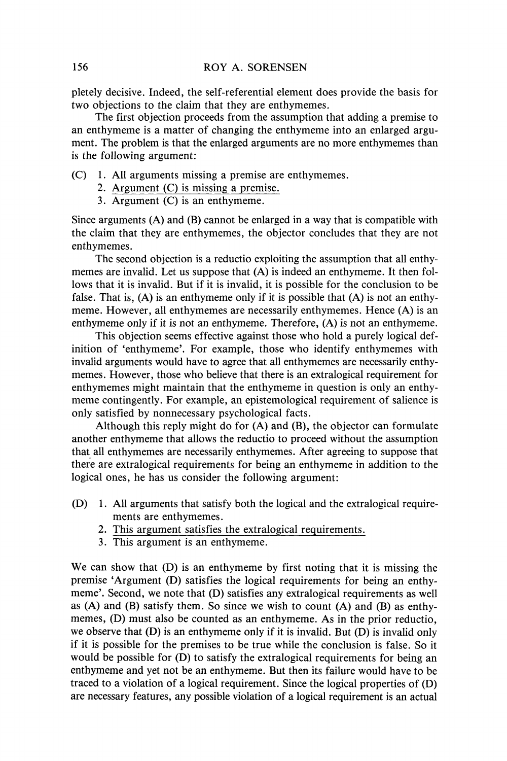pletely decisive. Indeed, the self-referential element does provide the basis for two objections to the claim that they are enthymemes.

The first objection proceeds from the assumption that adding a premise to an enthymeme is a matter of changing the enthymeme into an enlarged argument. The problem is that the enlarged arguments are no more enthymemes than is the following argument:

(C) 1. All arguments missing a premise are enthymemes.
 2. Argument (C) is missing a premise.
 3. Argument (C) is an enthymeme.

Since arguments (A) and (B) cannot be enlarged in a way that is compatible with the claim that they are enthymemes, the objector concludes that they are not enthymemes.

The second objection is a reductio exploiting the assumption that all enthymemes are invalid. Let us suppose that (A) is indeed an enthymeme. It then follows that it is invalid. But if it is invalid, it is possible for the conclusion to be false. That is, (A) is an enthymeme only if it is possible that (A) is not an enthymeme. However, all enthymemes are necessarily enthymemes. Hence (A) is an enthymeme only if it is not an enthymeme. Therefore, (A) is not an enthymeme.

This objection seems effective against those who hold a purely logical definition of 'enthymeme'. For example, those who identify enthymemes with invalid arguments would have to agree that all enthymemes are necessarily enthymemes. However, those who believe that there is an extralogical requirement for enthymemes might maintain that the enthymeme in question is only an enthymeme contingently. For example, an epistemological requirement of salience is only satisfied by nonnecessary psychological facts.

Although this reply might do for (A) and (B), the objector can formulate another enthymeme that allows the reductio to proceed without the assumption that all enthymemes are necessarily enthymemes. After agreeing to suppose that there are extralogical requirements for being an enthymeme in addition to the logical ones, he has us consider the following argument:

(D) 1. All arguments that satisfy both the logical and the extralogical requirements are enthymemes.
 2. This argument satisfies the extralogical requirements.
 3. This argument is an enthymeme.

We can show that (D) is an enthymeme by first noting that it is missing the premise 'Argument (D) satisfies the logical requirements for being an enthymeme'. Second, we note that (D) satisfies any extralogical requirements as well as (A) and (B) satisfy them. So since we wish to count (A) and (B) as enthymemes, (D) must also be counted as an enthymeme. As in the prior reductio, we observe that (D) is an enthymeme only if it is invalid. But (D) is invalid only if it is possible for the premises to be true while the conclusion is false. So it would be possible for (D) to satisfy the extralogical requirements for being an enthymeme and yet not be an enthymeme. But then its failure would have to be traced to a violation of a logical requirement. Since the logical properties of (D) are necessary features, any possible violation of a logical requirement is an actual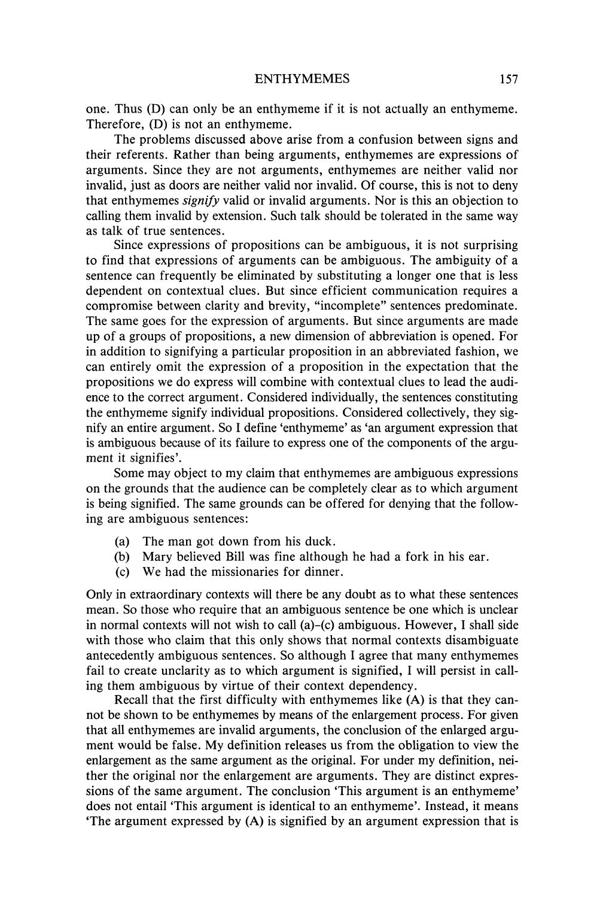one. Thus (D) can only be an enthymeme if it is not actually an enthymeme. Therefore, (D) is not an enthymeme.

The problems discussed above arise from a confusion between signs and their referents. Rather than being arguments, enthymemes are expressions of arguments. Since they are not arguments, enthymemes are neither valid nor invalid, just as doors are neither valid nor invalid. Of course, this is not to deny that enthymemes *signify* valid or invalid arguments. Nor is this an objection to calling them invalid by extension. Such talk should be tolerated in the same way as talk of true sentences.

Since expressions of propositions can be ambiguous, it is not surprising to find that expressions of arguments can be ambiguous. The ambiguity of a sentence can frequently be eliminated by substituting a longer one that is less dependent on contextual clues. But since efficient communication requires a compromise between clarity and brevity, "incomplete" sentences predominate. The same goes for the expression of arguments. But since arguments are made up of a groups of propositions, a new dimension of abbreviation is opened. For in addition to signifying a particular proposition in an abbreviated fashion, we can entirely omit the expression of a proposition in the expectation that the propositions we do express will combine with contextual clues to lead the audience to the correct argument. Considered individually, the sentences constituting the enthymeme signify individual propositions. Considered collectively, they signify an entire argument. So I define 'enthymeme' as 'an argument expression that is ambiguous because of its failure to express one of the components of the argument it signifies'.

Some may object to my claim that enthymemes are ambiguous expressions on the grounds that the audience can be completely clear as to which argument is being signified. The same grounds can be offered for denying that the following are ambiguous sentences:

(a) The man got down from his duck.
(b) Mary believed Bill was fine although he had a fork in his ear.
(c) We had the missionaries for dinner.

Only in extraordinary contexts will there be any doubt as to what these sentences mean. So those who require that an ambiguous sentence be one which is unclear in normal contexts will not wish to call (a)–(c) ambiguous. However, I shall side with those who claim that this only shows that normal contexts disambiguate antecedently ambiguous sentences. So although I agree that many enthymemes fail to create unclarity as to which argument is signified, I will persist in calling them ambiguous by virtue of their context dependency.

Recall that the first difficulty with enthymemes like (A) is that they cannot be shown to be enthymemes by means of the enlargement process. For given that all enthymemes are invalid arguments, the conclusion of the enlarged argument would be false. My definition releases us from the obligation to view the enlargement as the same argument as the original. For under my definition, neither the original nor the enlargement are arguments. They are distinct expressions of the same argument. The conclusion 'This argument is an enthymeme' does not entail 'This argument is identical to an enthymeme'. Instead, it means 'The argument expressed by (A) is signified by an argument expression that is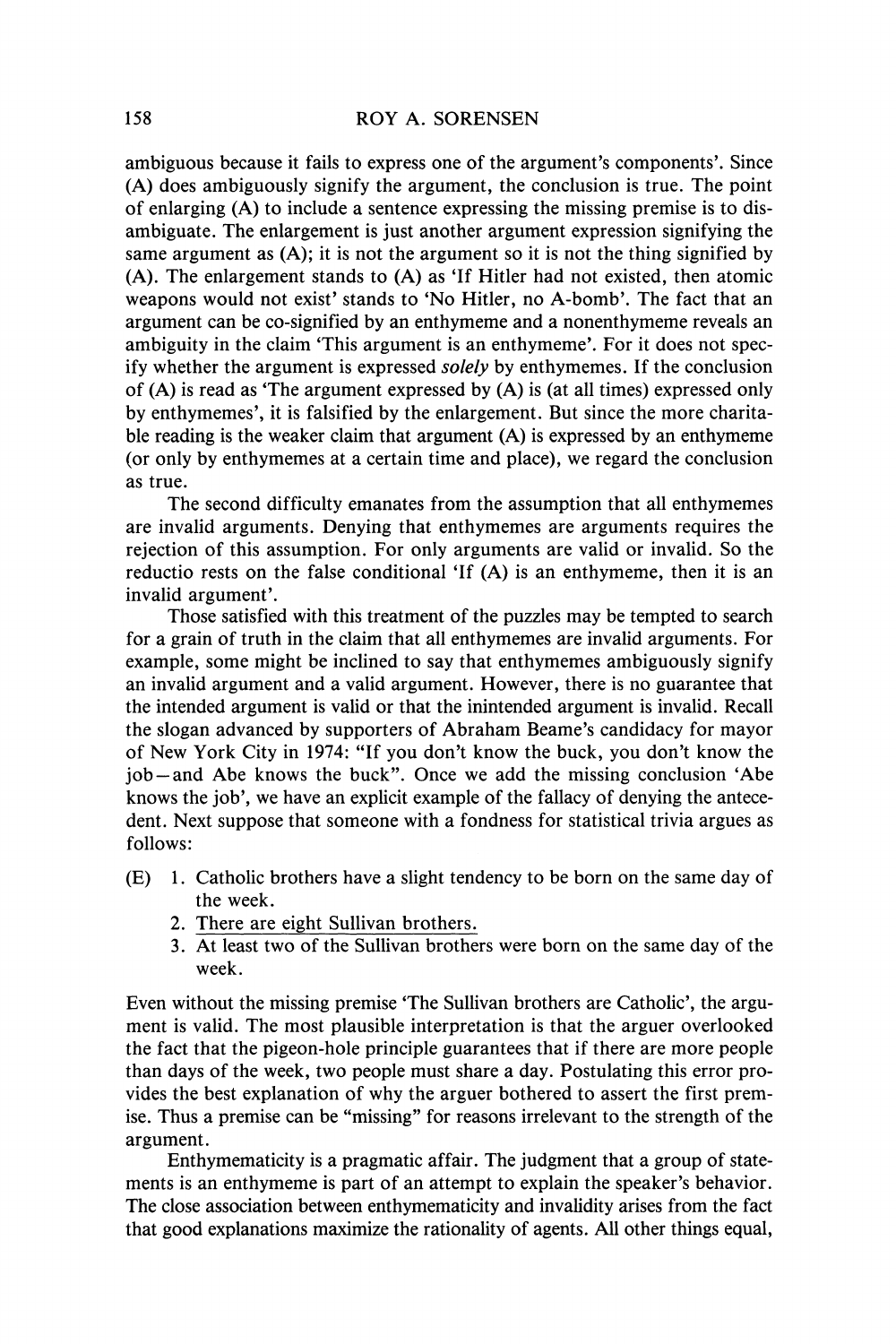ambiguous because it fails to express one of the argument's components'. Since (A) does ambiguously signify the argument, the conclusion is true. The point of enlarging (A) to include a sentence expressing the missing premise is to disambiguate. The enlargement is just another argument expression signifying the same argument as (A); it is not the argument so it is not the thing signified by (A). The enlargement stands to (A) as 'If Hitler had not existed, then atomic weapons would not exist' stands to 'No Hitler, no A-bomb'. The fact that an argument can be co-signified by an enthymeme and a nonenthymeme reveals an ambiguity in the claim 'This argument is an enthymeme'. For it does not specify whether the argument is expressed *solely* by enthymemes. If the conclusion of (A) is read as 'The argument expressed by (A) is (at all times) expressed only by enthymemes', it is falsified by the enlargement. But since the more charitable reading is the weaker claim that argument (A) is expressed by an enthymeme (or only by enthymemes at a certain time and place), we regard the conclusion as true.

The second difficulty emanates from the assumption that all enthymemes are invalid arguments. Denying that enthymemes are arguments requires the rejection of this assumption. For only arguments are valid or invalid. So the reductio rests on the false conditional 'If (A) is an enthymeme, then it is an invalid argument'.

Those satisfied with this treatment of the puzzles may be tempted to search for a grain of truth in the claim that all enthymemes are invalid arguments. For example, some might be inclined to say that enthymemes ambiguously signify an invalid argument and a valid argument. However, there is no guarantee that the intended argument is valid or that the inintended argument is invalid. Recall the slogan advanced by supporters of Abraham Beame's candidacy for mayor of New York City in 1974: "If you don't know the buck, you don't know the job—and Abe knows the buck". Once we add the missing conclusion 'Abe knows the job', we have an explicit example of the fallacy of denying the antecedent. Next suppose that someone with a fondness for statistical trivia argues as follows:

(E) 1. Catholic brothers have a slight tendency to be born on the same day of the week.
2. <u>There are eight Sullivan brothers.</u>
3. At least two of the Sullivan brothers were born on the same day of the week.

Even without the missing premise 'The Sullivan brothers are Catholic', the argument is valid. The most plausible interpretation is that the arguer overlooked the fact that the pigeon-hole principle guarantees that if there are more people than days of the week, two people must share a day. Postulating this error provides the best explanation of why the arguer bothered to assert the first premise. Thus a premise can be "missing" for reasons irrelevant to the strength of the argument.

Enthymematicity is a pragmatic affair. The judgment that a group of statements is an enthymeme is part of an attempt to explain the speaker's behavior. The close association between enthymematicity and invalidity arises from the fact that good explanations maximize the rationality of agents. All other things equal,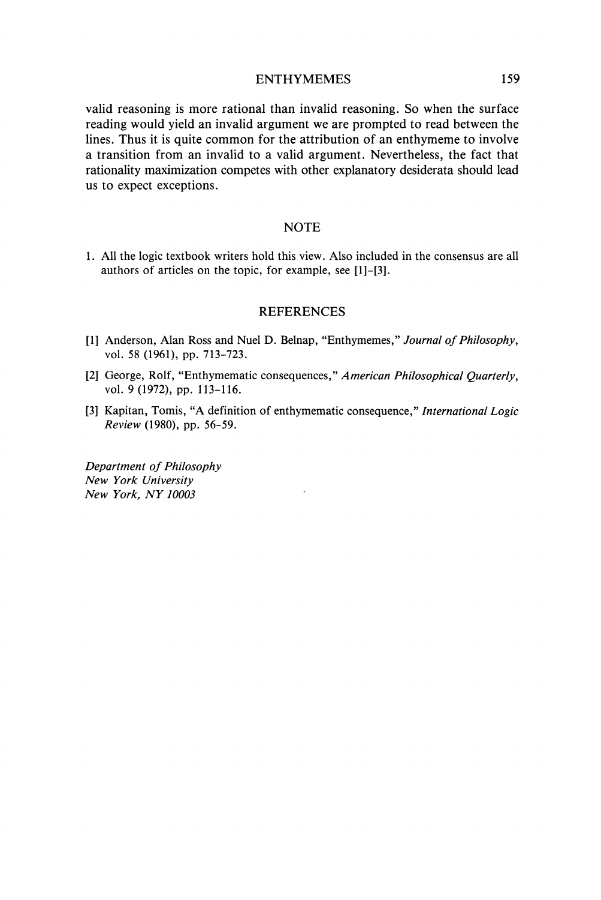valid reasoning is more rational than invalid reasoning. So when the surface reading would yield an invalid argument we are prompted to read between the lines. Thus it is quite common for the attribution of an enthymeme to involve a transition from an invalid to a valid argument. Nevertheless, the fact that rationality maximization competes with other explanatory desiderata should lead us to expect exceptions.

## NOTE

1. All the logic textbook writers hold this view. Also included in the consensus are all authors of articles on the topic, for example, see [1]-[3].

## REFERENCES

[1] Anderson, Alan Ross and Nuel D. Belnap, "Enthymemes," *Journal of Philosophy*, vol. 58 (1961), pp. 713-723.

[2] George, Rolf, "Enthymematic consequences," *American Philosophical Quarterly*, vol. 9 (1972), pp. 113-116.

[3] Kapitan, Tomis, "A definition of enthymematic consequence," *International Logic Review* (1980), pp. 56-59.

*Department of Philosophy*
*New York University*
*New York, NY 10003*